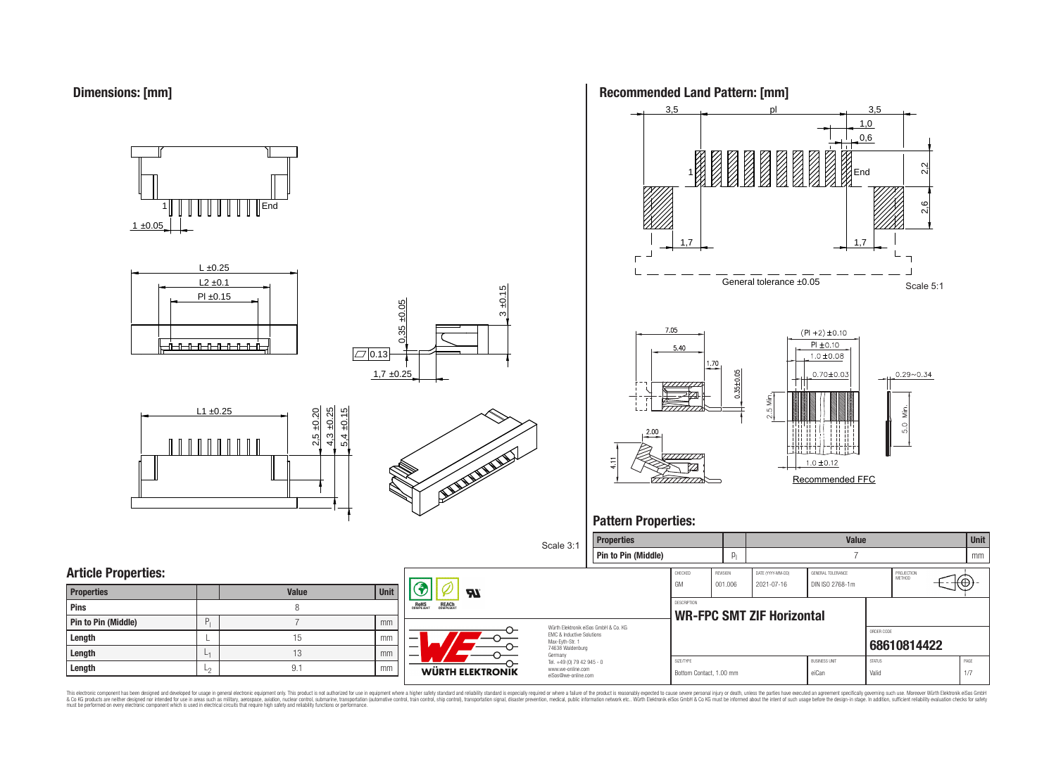## Dimensions: [mm]

1 ±0.05

L ±0.25

L2 ±0.1

Pl ±0.15

0.35 ±0.05

3 ±0.15

0.13

1,7 ±0.25

L1 ±0.25

2,5 ±0.20

4,3 ±0.25

5,4 ±0.15

Scale 3:1

## Recommended Land Pattern: [mm]

3,5 pl 3,5

1,0

0,6

2,2

2,6

1,7 1,7

General tolerance ±0.05

Scale 5:1

7.05

5.40

1.70

0.35±0.05

2.00

4.11

(Pl +2) ±0.10

Pl ±0.10

1.0 ±0.08

0.70±0.03

0.29~0.34

2.5 Min.

5.0 Min.

1.0 ±0.12

Recommended FFC

## Pattern Properties:

| Properties | | Value | Unit |
|---|---|---|---|
| Pin to Pin (Middle) | $p_l$ | 7 | mm |

## Article Properties:

| Properties | | Value | Unit |
|---|---|---|---|
| Pins | | 8 | |
| Pin to Pin (Middle) | $P_l$ | 7 | mm |
| Length | L | 15 | mm |
| Length | $L_1$ | 13 | mm |
| Length | $L_2$ | 9.1 | mm |

Würth Elektronik eiSos GmbH & Co. KG
EMC & Inductive Solutions
Max-Eyth-Str. 1
74638 Waldenburg
Germany
Tel. +49 (0) 79 42 945 - 0
www.we-online.com
eiSos@we-online.com

| CHECKED | REVISION | DATE (YYYY-MM-DD) | GENERAL TOLERANCE | PROJECTION METHOD |
|---|---|---|---|---|
| GM | 001.006 | 2021-07-16 | DIN ISO 2768-1m | |

DESCRIPTION

**WR-FPC SMT ZIF Horizontal**

ORDER CODE

**68610814422**

| SIZE/TYPE | BUSINESS UNIT | STATUS | PAGE |
|---|---|---|---|
| Bottom Contact, 1.00 mm | eiCan | Valid | 1/7 |

This electronic component has been designed and developed for usage in general electronic equipment only. This product is not authorized for use in equipment where a higher safety standard and reliability standard is especially required or where a failure of the product is reasonably expected to cause severe personal injury or death, unless the parties have executed an agreement specifically governing such use. Moreover Würth Elektronik eiSos GmbH & Co KG products are neither designed nor intended for use in areas such as military, aerospace, aviation, nuclear control, submarine, transportation (automotive control, train control, ship control), transportation signal, disaster prevention, medical, public information network etc.. Würth Elektronik eiSos GmbH & Co KG must be informed about the intent of such usage before the design-in stage. In addition, sufficient reliability evaluation checks for safety must be performed on every electronic component which is used in electrical circuits that require high safety and reliability functions or performance.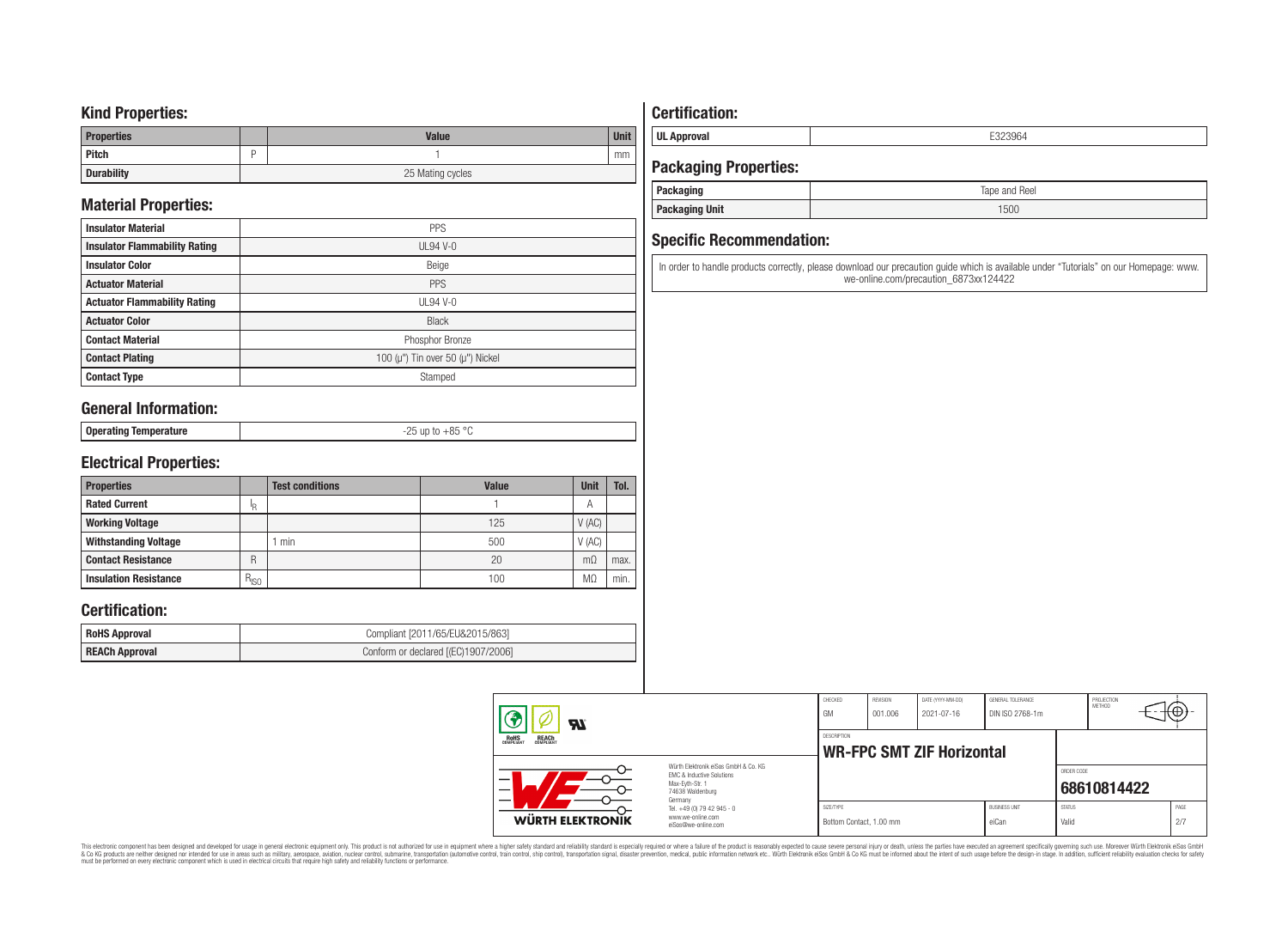## Kind Properties:

| Properties | | Value | Unit |
|---|---|---|---|
| Pitch | P | 1 | mm |
| Durability | | 25 Mating cycles | |

## Material Properties:

| | |
|---|---|
| Insulator Material | PPS |
| Insulator Flammability Rating | UL94 V-0 |
| Insulator Color | Beige |
| Actuator Material | PPS |
| Actuator Flammability Rating | UL94 V-0 |
| Actuator Color | Black |
| Contact Material | Phosphor Bronze |
| Contact Plating | 100 (µ") Tin over 50 (µ") Nickel |
| Contact Type | Stamped |

## General Information:

| | |
|---|---|
| Operating Temperature | -25 up to +85 °C |

## Electrical Properties:

| Properties | | Test conditions | Value | Unit | Tol. |
|---|---|---|---|---|---|
| Rated Current | $I_R$ | | 1 | A | |
| Working Voltage | | | 125 | V (AC) | |
| Withstanding Voltage | | 1 min | 500 | V (AC) | |
| Contact Resistance | R | | 20 | mΩ | max. |
| Insulation Resistance | $R_{ISO}$ | | 100 | MΩ | min. |

## Certification:

| | |
|---|---|
| RoHS Approval | Compliant [2011/65/EU&2015/863] |
| REACh Approval | Conform or declared [(EC)1907/2006] |

## Certification:

| | |
|---|---|
| UL Approval | E323964 |

## Packaging Properties:

| | |
|---|---|
| Packaging | Tape and Reel |
| Packaging Unit | 1500 |

## Specific Recommendation:

In order to handle products correctly, please download our precaution guide which is available under "Tutorials" on our Homepage: www.we-online.com/precaution_6873xx124422

| CHECKED | REVISION | DATE (YYYY-MM-DD) | GENERAL TOLERANCE | PROJECTION METHOD |
|---|---|---|---|---|
| GM | 001.006 | 2021-07-16 | DIN ISO 2768-1m | |

DESCRIPTION: **WR-FPC SMT ZIF Horizontal**

ORDER CODE: **68610814422**

| SIZE/TYPE | BUSINESS UNIT | STATUS | PAGE |
|---|---|---|---|
| Bottom Contact, 1.00 mm | eiCan | Valid | 2/7 |

Würth Elektronik eiSos GmbH & Co. KG
EMC & Inductive Solutions
Max-Eyth-Str. 1
74638 Waldenburg
Germany
Tel. +49 (0) 79 42 945 - 0
www.we-online.com
eiSos@we-online.com

WÜRTH ELEKTRONIK

This electronic component has been designed and developed for usage in general electronic equipment only. This product is not authorized for use in equipment where a higher safety standard and reliability standard is especially required or where a failure of the product is reasonably expected to cause severe personal injury or death, unless the parties have executed an agreement specifically governing such use. Moreover Würth Elektronik eiSos GmbH & Co KG products are neither designed nor intended for use in areas such as military, aerospace, aviation, nuclear control, submarine, transportation (automotive control, train control, ship control), transportation signal, disaster prevention, medical, public information network etc.. Würth Elektronik eiSos GmbH & Co KG must be informed about the intent of such usage before the design-in stage. In addition, sufficient reliability evaluation checks for safety must be performed on every electronic component which is used in electrical circuits that require high safety and reliability functions or performance.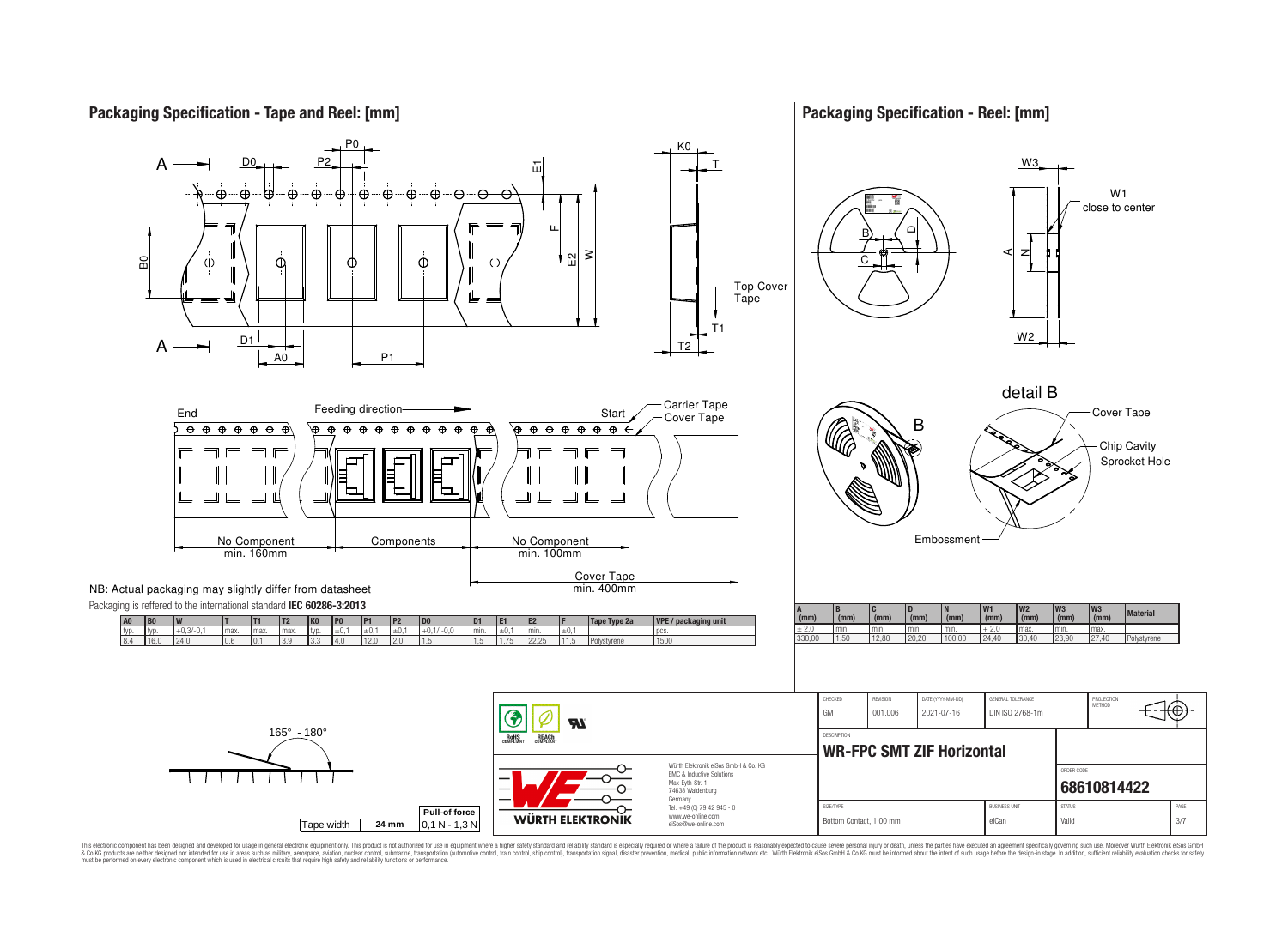## Packaging Specification - Tape and Reel: [mm]

End | Feeding direction | Start

Carrier Tape, Cover Tape, Top Cover Tape

No Component min. 160mm | Components | No Component min. 100mm

Cover Tape min. 400mm

NB: Actual packaging may slightly differ from datasheet

Packaging is reffered to the international standard **IEC 60286-3:2013**

| A0 | B0 | W | T | T1 | T2 | K0 | P0 | P1 | P2 | D0 | D1 | E1 | E2 | F | Tape Type 2a | VPE / packaging unit |
|---|---|---|---|---|---|---|---|---|---|---|---|---|---|---|---|---|
| typ. | typ. | +0,3/-0,1 | max. | max. | max. | typ. | ±0,1 | ±0,1 | ±0,1 | +0,1/ -0,0 | min. | ±0,1 | min. | ±0,1 | | pcs. |
| 8.4 | 16,0 | 24,0 | 0,6 | 0.1 | 3.9 | 3.3 | 4,0 | 12,0 | 2,0 | 1.5 | 1,5 | 1,75 | 22,25 | 11,5 | Polystyrene | 1500 |

165° - 180°

| Tape width | Pull-of force |
|---|---|
| 24 mm | 0,1 N - 1,3 N |

## Packaging Specification - Reel: [mm]

W1 close to center

detail B: Cover Tape, Chip Cavity, Sprocket Hole, Embossment

| A (mm) | B (mm) | C (mm) | D (mm) | N (mm) | W1 (mm) | W2 (mm) | W3 (mm) | W3 (mm) | Material |
|---|---|---|---|---|---|---|---|---|---|
| ± 2,0 | min. | min. | min. | min. | + 2,0 | max. | min. | max. | |
| 330,00 | 1,50 | 12,80 | 20,20 | 100,00 | 24,40 | 30,40 | 23,90 | 27,40 | Polystyrene |

| CHECKED | REVISION | DATE (YYYY-MM-DD) | GENERAL TOLERANCE | PROJECTION METHOD |
|---|---|---|---|---|
| GM | 001.006 | 2021-07-16 | DIN ISO 2768-1m | |

DESCRIPTION: **WR-FPC SMT ZIF Horizontal**

ORDER CODE: **68610814422**

| SIZE/TYPE | BUSINESS UNIT | STATUS | PAGE |
|---|---|---|---|
| Bottom Contact, 1.00 mm | eiCan | Valid | 3/7 |

RoHS COMPLIANT, REACh COMPLIANT

Würth Elektronik eiSos GmbH & Co. KG
EMC & Inductive Solutions
Max-Eyth-Str. 1
74638 Waldenburg
Germany
Tel. +49 (0) 79 42 945 - 0
www.we-online.com
eiSos@we-online.com

WÜRTH ELEKTRONIK

This electronic component has been designed and developed for usage in general electronic equipment only. This product is not authorized for use in equipment where a higher safety standard and reliability standard is especially required or where a failure of the product is reasonably expected to cause severe personal injury or death, unless the parties have executed an agreement specifically governing such use. Moreover Würth Elektronik eiSos GmbH & Co KG products are neither designed nor intended for use in areas such as military, aerospace, aviation, nuclear control, submarine, transportation (automotive control, train control, ship control), transportation signal, disaster prevention, medical, public information network etc.. Würth Elektronik eiSos GmbH & Co KG must be informed about the intent of such usage before the design-in stage. In addition, sufficient reliability evaluation checks for safety must be performed on every electronic component which is used in electrical circuits that require high safety and reliability functions or performance.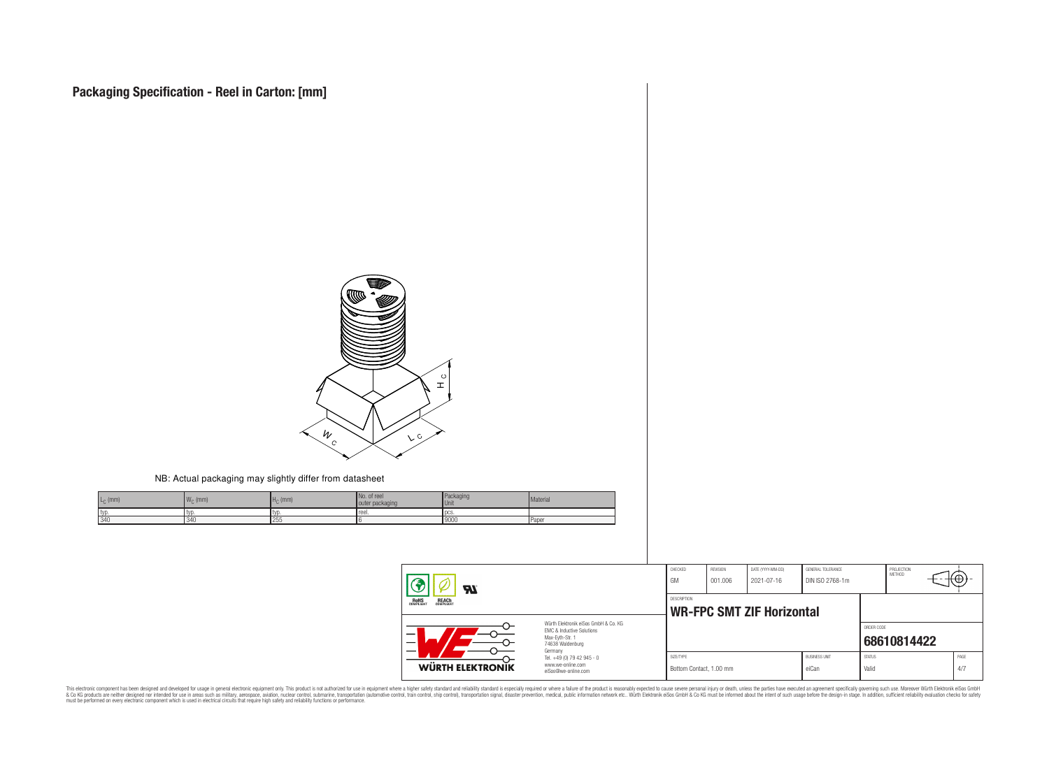# Packaging Specification - Reel in Carton: [mm]

NB: Actual packaging may slightly differ from datasheet

| $L_C$ (mm) | $W_C$ (mm) | $H_C$ (mm) | No. of reel outer packaging | Packaging Unit | Material |
|---|---|---|---|---|---|
| typ. | typ. | typ. | reel. | pcs. | |
| 340 | 340 | 255 | 6 | 9000 | Paper |

| CHECKED | REVISION | DATE (YYYY-MM-DD) | GENERAL TOLERANCE | PROJECTION METHOD |
|---|---|---|---|---|
| GM | 001.006 | 2021-07-16 | DIN ISO 2768-1m | |

Würth Elektronik eiSos GmbH & Co. KG
EMC & Inductive Solutions
Max-Eyth-Str. 1
74638 Waldenburg
Germany
Tel. +49 (0) 79 42 945 - 0
www.we-online.com
eiSos@we-online.com

DESCRIPTION: **WR-FPC SMT ZIF Horizontal**

ORDER CODE: **68610814422**

| SIZE/TYPE | BUSINESS UNIT | STATUS | PAGE |
|---|---|---|---|
| Bottom Contact, 1.00 mm | eiCan | Valid | 4/7 |

This electronic component has been designed and developed for usage in general electronic equipment only. This product is not authorized for use in equipment where a higher safety standard and reliability standard is especially required or where a failure of the product is reasonably expected to cause severe personal injury or death, unless the parties have executed an agreement specifically governing such use. Moreover Würth Elektronik eiSos GmbH & Co KG products are neither designed nor intended for use in areas such as military, aerospace, aviation, nuclear control, submarine, transportation (automotive control, train control, ship control), transportation signal, disaster prevention, medical, public information network etc.. Würth Elektronik eiSos GmbH & Co KG must be informed about the intent of such usage before the design-in stage. In addition, sufficient reliability evaluation checks for safety must be performed on every electronic component which is used in electrical circuits that require high safety and reliability functions or performance.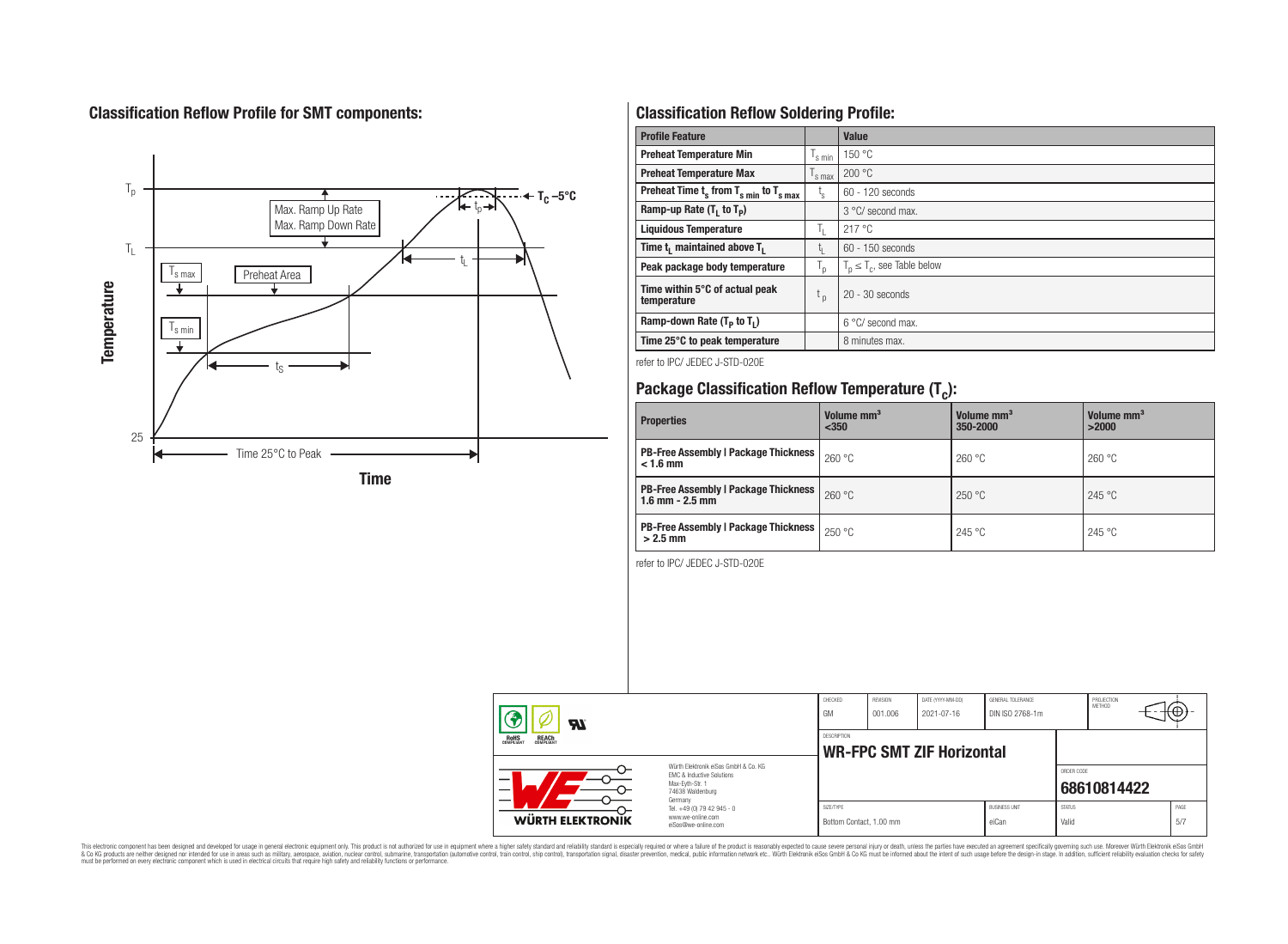## Classification Reflow Profile for SMT components:

## Classification Reflow Soldering Profile:

| Profile Feature | | Value |
|---|---|---|
| Preheat Temperature Min | $T_{s\ min}$ | 150 °C |
| Preheat Temperature Max | $T_{s\ max}$ | 200 °C |
| Preheat Time $t_s$ from $T_{s\ min}$ to $T_{s\ max}$ | $t_s$ | 60 - 120 seconds |
| Ramp-up Rate ($T_L$ to $T_P$) | | 3 °C/ second max. |
| Liquidous Temperature | $T_L$ | 217 °C |
| Time $t_L$ maintained above $T_L$ | $t_L$ | 60 - 150 seconds |
| Peak package body temperature | $T_p$ | $T_p \leq T_c$, see Table below |
| Time within 5°C of actual peak temperature | $t_p$ | 20 - 30 seconds |
| Ramp-down Rate ($T_P$ to $T_L$) | | 6 °C/ second max. |
| Time 25°C to peak temperature | | 8 minutes max. |

refer to IPC/ JEDEC J-STD-020E

## Package Classification Reflow Temperature ($T_c$):

| Properties | Volume mm³ <350 | Volume mm³ 350-2000 | Volume mm³ >2000 |
|---|---|---|---|
| PB-Free Assembly \| Package Thickness < 1.6 mm | 260 °C | 260 °C | 260 °C |
| PB-Free Assembly \| Package Thickness 1.6 mm - 2.5 mm | 260 °C | 250 °C | 245 °C |
| PB-Free Assembly \| Package Thickness > 2.5 mm | 250 °C | 245 °C | 245 °C |

refer to IPC/ JEDEC J-STD-020E

| CHECKED | REVISION | DATE (YYYY-MM-DD) | GENERAL TOLERANCE | PROJECTION METHOD |
|---|---|---|---|---|
| GM | 001.006 | 2021-07-16 | DIN ISO 2768-1m | |

DESCRIPTION: **WR-FPC SMT ZIF Horizontal**

ORDER CODE: **68610814422**

| SIZE/TYPE | BUSINESS UNIT | STATUS | PAGE |
|---|---|---|---|
| Bottom Contact, 1.00 mm | eiCan | Valid | 5/7 |

Würth Elektronik eiSos GmbH & Co. KG
EMC & Inductive Solutions
Max-Eyth-Str. 1
74638 Waldenburg
Germany
Tel. +49 (0) 79 42 945 - 0
www.we-online.com
eiSos@we-online.com

This electronic component has been designed and developed for usage in general electronic equipment only. This product is not authorized for use in equipment where a higher safety standard and reliability standard is especially required or where a failure of the product is reasonably expected to cause severe personal injury or death, unless the parties have executed an agreement specifically governing such use. Moreover Würth Elektronik eiSos GmbH & Co KG products are neither designed nor intended for use in areas such as military, aerospace, aviation, nuclear control, submarine, transportation (automotive control, train control, ship control), transportation signal, disaster prevention, medical, public information network etc.. Würth Elektronik eiSos GmbH & Co KG must be informed about the intent of such usage before the design-in stage. In addition, sufficient reliability evaluation checks for safety must be performed on every electronic component which is used in electrical circuits that require high safety and reliability functions or performance.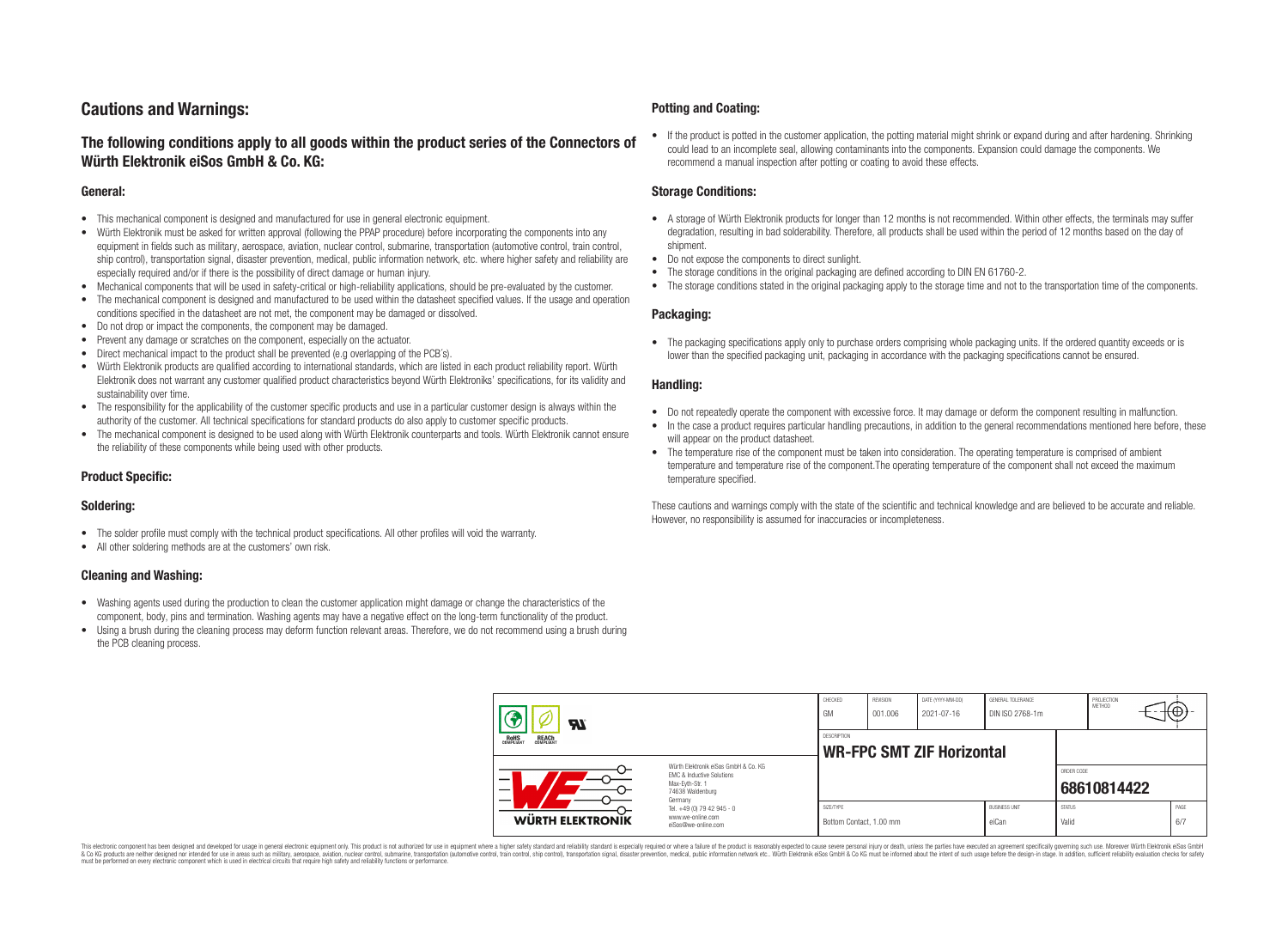# Cautions and Warnings:

## The following conditions apply to all goods within the product series of the Connectors of Würth Elektronik eiSos GmbH & Co. KG:

### General:

- This mechanical component is designed and manufactured for use in general electronic equipment.
- Würth Elektronik must be asked for written approval (following the PPAP procedure) before incorporating the components into any equipment in fields such as military, aerospace, aviation, nuclear control, submarine, transportation (automotive control, train control, ship control), transportation signal, disaster prevention, medical, public information network, etc. where higher safety and reliability are especially required and/or if there is the possibility of direct damage or human injury.
- Mechanical components that will be used in safety-critical or high-reliability applications, should be pre-evaluated by the customer.
- The mechanical component is designed and manufactured to be used within the datasheet specified values. If the usage and operation conditions specified in the datasheet are not met, the component may be damaged or dissolved.
- Do not drop or impact the components, the component may be damaged.
- Prevent any damage or scratches on the component, especially on the actuator.
- Direct mechanical impact to the product shall be prevented (e.g overlapping of the PCB's).
- Würth Elektronik products are qualified according to international standards, which are listed in each product reliability report. Würth Elektronik does not warrant any customer qualified product characteristics beyond Würth Elektroniks' specifications, for its validity and sustainability over time.
- The responsibility for the applicability of the customer specific products and use in a particular customer design is always within the authority of the customer. All technical specifications for standard products do also apply to customer specific products.
- The mechanical component is designed to be used along with Würth Elektronik counterparts and tools. Würth Elektronik cannot ensure the reliability of these components while being used with other products.

### Product Specific:

### Soldering:

- The solder profile must comply with the technical product specifications. All other profiles will void the warranty.
- All other soldering methods are at the customers' own risk.

### Cleaning and Washing:

- Washing agents used during the production to clean the customer application might damage or change the characteristics of the component, body, pins and termination. Washing agents may have a negative effect on the long-term functionality of the product.
- Using a brush during the cleaning process may deform function relevant areas. Therefore, we do not recommend using a brush during the PCB cleaning process.

### Potting and Coating:

- If the product is potted in the customer application, the potting material might shrink or expand during and after hardening. Shrinking could lead to an incomplete seal, allowing contaminants into the components. Expansion could damage the components. We recommend a manual inspection after potting or coating to avoid these effects.

### Storage Conditions:

- A storage of Würth Elektronik products for longer than 12 months is not recommended. Within other effects, the terminals may suffer degradation, resulting in bad solderability. Therefore, all products shall be used within the period of 12 months based on the day of shipment.
- Do not expose the components to direct sunlight.
- The storage conditions in the original packaging are defined according to DIN EN 61760-2.
- The storage conditions stated in the original packaging apply to the storage time and not to the transportation time of the components.

### Packaging:

- The packaging specifications apply only to purchase orders comprising whole packaging units. If the ordered quantity exceeds or is lower than the specified packaging unit, packaging in accordance with the packaging specifications cannot be ensured.

### Handling:

- Do not repeatedly operate the component with excessive force. It may damage or deform the component resulting in malfunction.
- In the case a product requires particular handling precautions, in addition to the general recommendations mentioned here before, these will appear on the product datasheet.
- The temperature rise of the component must be taken into consideration. The operating temperature is comprised of ambient temperature and temperature rise of the component.The operating temperature of the component shall not exceed the maximum temperature specified.

These cautions and warnings comply with the state of the scientific and technical knowledge and are believed to be accurate and reliable. However, no responsibility is assumed for inaccuracies or incompleteness.

| CHECKED | REVISION | DATE (YYYY-MM-DD) | GENERAL TOLERANCE | PROJECTION METHOD |
|---|---|---|---|---|
| GM | 001.006 | 2021-07-16 | DIN ISO 2768-1m | |

| DESCRIPTION | ORDER CODE |
|---|---|
| **WR-FPC SMT ZIF Horizontal** | **68610814422** |

| SIZE/TYPE | BUSINESS UNIT | STATUS |
|---|---|---|
| Bottom Contact, 1.00 mm | eiCan | Valid |

Würth Elektronik eiSos GmbH & Co. KG
EMC & Inductive Solutions
Max-Eyth-Str. 1
74638 Waldenburg
Germany
Tel. +49 (0) 79 42 945 - 0
www.we-online.com
eiSos@we-online.com

This electronic component has been designed and developed for usage in general electronic equipment only. This product is not authorized for use in equipment where a higher safety standard and reliability standard is especially required or where a failure of the product is reasonably expected to cause severe personal injury or death, unless the parties have executed an agreement specifically governing such use. Moreover Würth Elektronik eiSos GmbH & Co KG products are neither designed nor intended for use in areas such as military, aerospace, aviation, nuclear control, submarine, transportation (automotive control, train control, ship control), transportation signal, disaster prevention, medical, public information network etc.. Würth Elektronik eiSos GmbH & Co KG must be informed about the intent of such usage before the design-in stage. In addition, sufficient reliability evaluation checks for safety must be performed on every electronic component which is used in electrical circuits that require high safety and reliability functions or performance.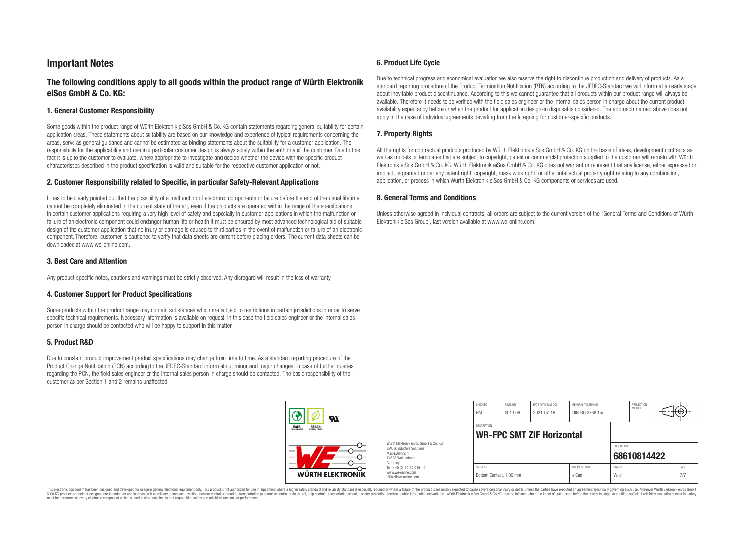# Important Notes

## The following conditions apply to all goods within the product range of Würth Elektronik eiSos GmbH & Co. KG:

### 1. General Customer Responsibility

Some goods within the product range of Würth Elektronik eiSos GmbH & Co. KG contain statements regarding general suitability for certain application areas. These statements about suitability are based on our knowledge and experience of typical requirements concerning the areas, serve as general guidance and cannot be estimated as binding statements about the suitability for a customer application. The responsibility for the applicability and use in a particular customer design is always solely within the authority of the customer. Due to this fact it is up to the customer to evaluate, where appropriate to investigate and decide whether the device with the specific product characteristics described in the product specification is valid and suitable for the respective customer application or not.

### 2. Customer Responsibility related to Specific, in particular Safety-Relevant Applications

It has to be clearly pointed out that the possibility of a malfunction of electronic components or failure before the end of the usual lifetime cannot be completely eliminated in the current state of the art, even if the products are operated within the range of the specifications. In certain customer applications requiring a very high level of safety and especially in customer applications in which the malfunction or failure of an electronic component could endanger human life or health it must be ensured by most advanced technological aid of suitable design of the customer application that no injury or damage is caused to third parties in the event of malfunction or failure of an electronic component. Therefore, customer is cautioned to verify that data sheets are current before placing orders. The current data sheets can be downloaded at www.we-online.com.

### 3. Best Care and Attention

Any product-specific notes, cautions and warnings must be strictly observed. Any disregard will result in the loss of warranty.

### 4. Customer Support for Product Specifications

Some products within the product range may contain substances which are subject to restrictions in certain jurisdictions in order to serve specific technical requirements. Necessary information is available on request. In this case the field sales engineer or the internal sales person in charge should be contacted who will be happy to support in this matter.

### 5. Product R&D

Due to constant product improvement product specifications may change from time to time. As a standard reporting procedure of the Product Change Notification (PCN) according to the JEDEC-Standard inform about minor and major changes. In case of further queries regarding the PCN, the field sales engineer or the internal sales person in charge should be contacted. The basic responsibility of the customer as per Section 1 and 2 remains unaffected.

### 6. Product Life Cycle

Due to technical progress and economical evaluation we also reserve the right to discontinue production and delivery of products. As a standard reporting procedure of the Product Termination Notification (PTN) according to the JEDEC-Standard we will inform at an early stage about inevitable product discontinuance. According to this we cannot guarantee that all products within our product range will always be available. Therefore it needs to be verified with the field sales engineer or the internal sales person in charge about the current product availability expectancy before or when the product for application design-in disposal is considered. The approach named above does not apply in the case of individual agreements deviating from the foregoing for customer-specific products.

### 7. Property Rights

All the rights for contractual products produced by Würth Elektronik eiSos GmbH & Co. KG on the basis of ideas, development contracts as well as models or templates that are subject to copyright, patent or commercial protection supplied to the customer will remain with Würth Elektronik eiSos GmbH & Co. KG. Würth Elektronik eiSos GmbH & Co. KG does not warrant or represent that any license, either expressed or implied, is granted under any patent right, copyright, mask work right, or other intellectual property right relating to any combination, application, or process in which Würth Elektronik eiSos GmbH & Co. KG components or services are used.

### 8. General Terms and Conditions

Unless otherwise agreed in individual contracts, all orders are subject to the current version of the "General Terms and Conditions of Würth Elektronik eiSos Group", last version available at www.we-online.com.

| CHECKED | REVISION | DATE (YYYY-MM-DD) | GENERAL TOLERANCE | PROJECTION METHOD |
| --- | --- | --- | --- | --- |
| GM | 001.006 | 2021-07-16 | DIN ISO 2768-1m | |

DESCRIPTION: **WR-FPC SMT ZIF Horizontal**

ORDER CODE: **68610814422**

| SIZE/TYPE | BUSINESS UNIT | STATUS | PAGE |
| --- | --- | --- | --- |
| Bottom Contact, 1.00 mm | eiCan | Valid | 7/7 |

Würth Elektronik eiSos GmbH & Co. KG
EMC & Inductive Solutions
Max-Eyth-Str. 1
74638 Waldenburg
Germany
Tel. +49 (0) 79 42 945 - 0
www.we-online.com
eiSos@we-online.com

This electronic component has been designed and developed for usage in general electronic equipment only. This product is not authorized for use in equipment where a higher safety standard and reliability standard is especially required or where a failure of the product is reasonably expected to cause severe personal injury or death, unless the parties have executed an agreement specifically governing such use. Moreover Würth Elektronik eiSos GmbH & Co KG products are neither designed nor intended for use in areas such as military, aerospace, aviation, nuclear control, submarine, transportation (automotive control, train control, ship control), transportation signal, disaster prevention, medical, public information network etc.. Würth Elektronik eiSos GmbH & Co KG must be informed about the intent of such usage before the design-in stage. In addition, sufficient reliability evaluation checks for safety must be performed on every electronic component which is used in electrical circuits that require high safety and reliability functions or performance.